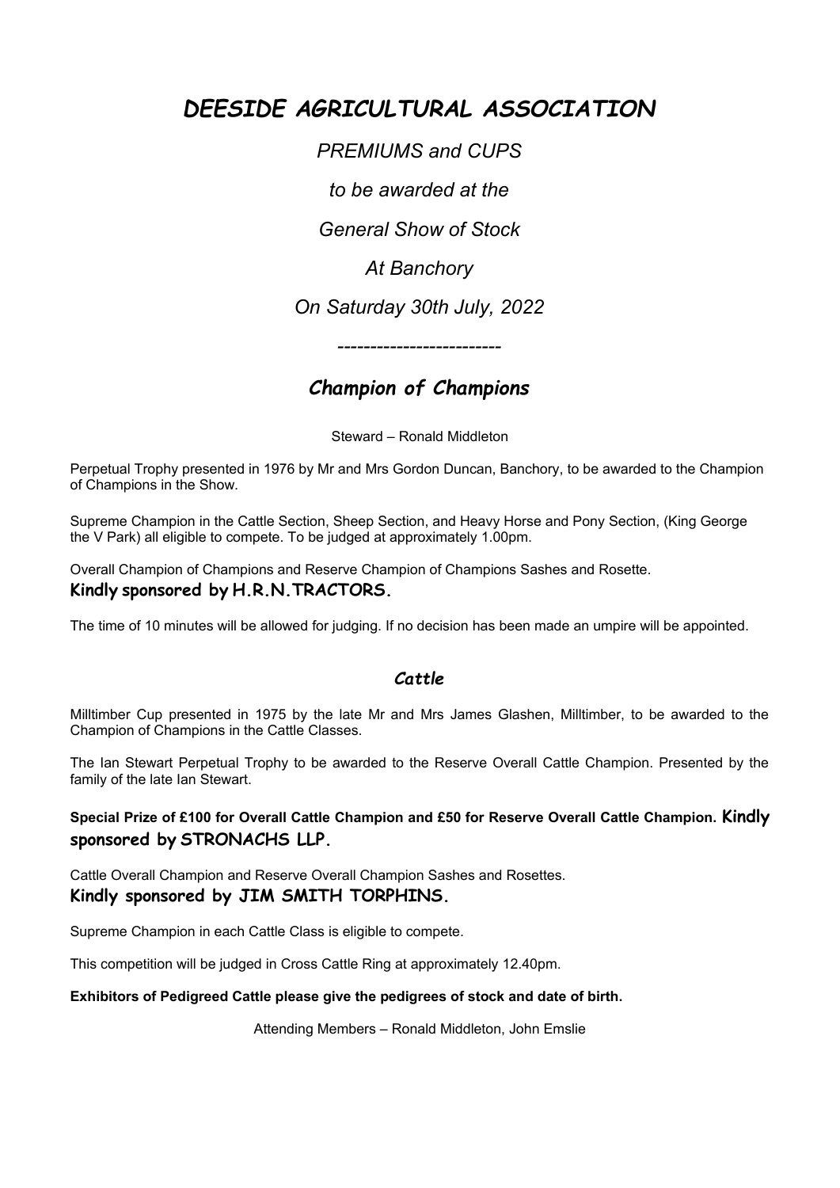# *DEESIDE AGRICULTURAL ASSOCIATION*

*PREMIUMS and CUPS*

*to be awarded at the*

*General Show of Stock*

*At Banchory*

*On Saturday 30th July, 2022*

*-------------------------*

## *Champion of Champions*

Steward – Ronald Middleton

Perpetual Trophy presented in 1976 by Mr and Mrs Gordon Duncan, Banchory, to be awarded to the Champion of Champions in the Show.

Supreme Champion in the Cattle Section, Sheep Section, and Heavy Horse and Pony Section, (King George the V Park) all eligible to compete. To be judged at approximately 1.00pm.

Overall Champion of Champions and Reserve Champion of Champions Sashes and Rosette.
**Kindly sponsored by H.R.N.TRACTORS.**

The time of 10 minutes will be allowed for judging. If no decision has been made an umpire will be appointed.

### *Cattle*

Milltimber Cup presented in 1975 by the late Mr and Mrs James Glashen, Milltimber, to be awarded to the Champion of Champions in the Cattle Classes.

The Ian Stewart Perpetual Trophy to be awarded to the Reserve Overall Cattle Champion. Presented by the family of the late Ian Stewart.

**Special Prize of £100 for Overall Cattle Champion and £50 for Reserve Overall Cattle Champion. Kindly sponsored by STRONACHS LLP.**

Cattle Overall Champion and Reserve Overall Champion Sashes and Rosettes.
**Kindly sponsored by JIM SMITH TORPHINS.**

Supreme Champion in each Cattle Class is eligible to compete.

This competition will be judged in Cross Cattle Ring at approximately 12.40pm.

**Exhibitors of Pedigreed Cattle please give the pedigrees of stock and date of birth.**

Attending Members – Ronald Middleton, John Emslie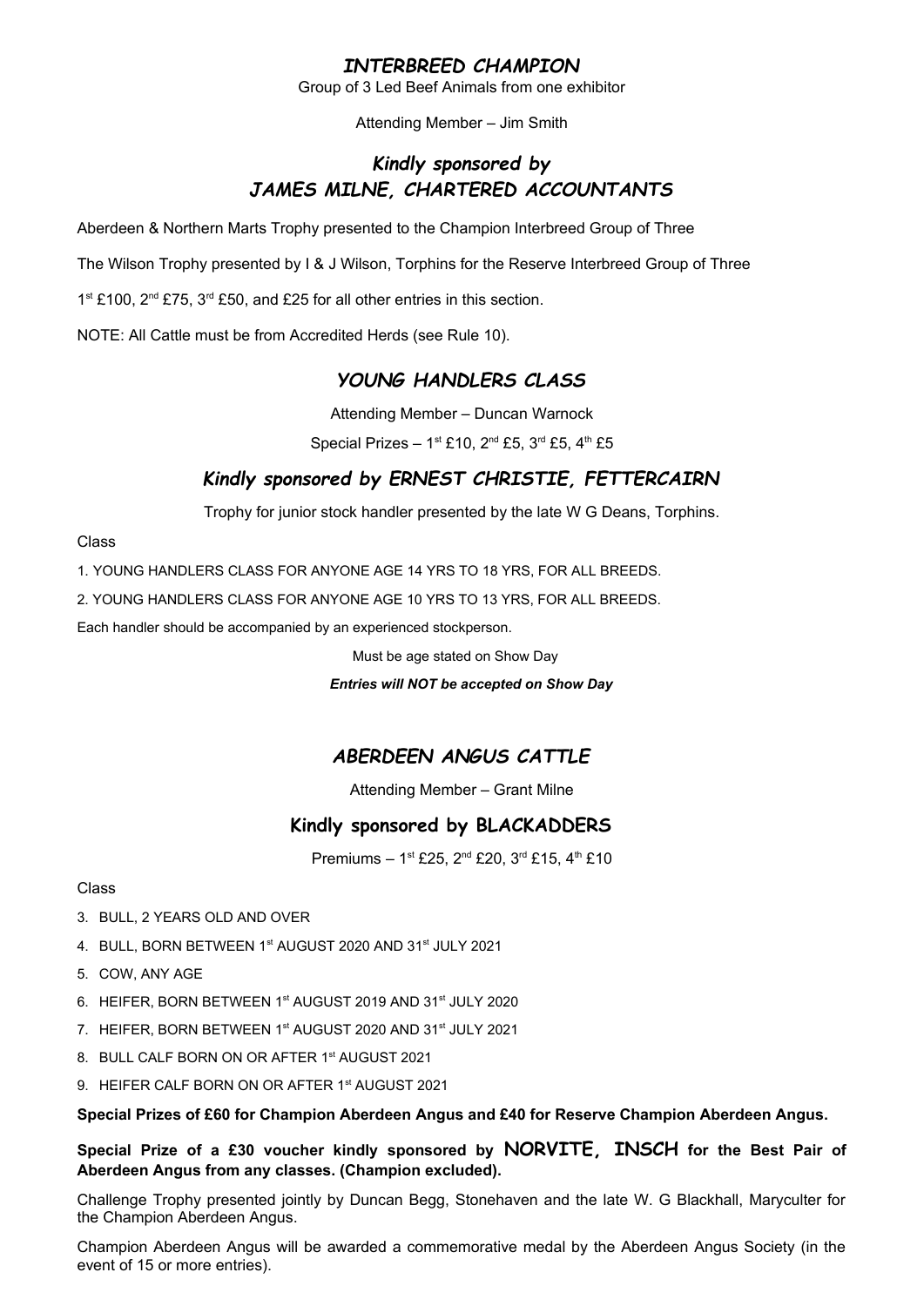## *INTERBREED CHAMPION*

Group of 3 Led Beef Animals from one exhibitor

Attending Member – Jim Smith

### *Kindly sponsored by JAMES MILNE, CHARTERED ACCOUNTANTS*

Aberdeen & Northern Marts Trophy presented to the Champion Interbreed Group of Three

The Wilson Trophy presented by I & J Wilson, Torphins for the Reserve Interbreed Group of Three

1st £100, 2nd £75, 3rd £50, and £25 for all other entries in this section.

NOTE: All Cattle must be from Accredited Herds (see Rule 10).

## *YOUNG HANDLERS CLASS*

Attending Member – Duncan Warnock

Special Prizes – 1st £10, 2nd £5, 3rd £5, 4th £5

### *Kindly sponsored by ERNEST CHRISTIE, FETTERCAIRN*

Trophy for junior stock handler presented by the late W G Deans, Torphins.

Class

1. YOUNG HANDLERS CLASS FOR ANYONE AGE 14 YRS TO 18 YRS, FOR ALL BREEDS.
2. YOUNG HANDLERS CLASS FOR ANYONE AGE 10 YRS TO 13 YRS, FOR ALL BREEDS.

Each handler should be accompanied by an experienced stockperson.

Must be age stated on Show Day

***Entries will NOT be accepted on Show Day***

## *ABERDEEN ANGUS CATTLE*

Attending Member – Grant Milne

### Kindly sponsored by BLACKADDERS

Premiums – 1st £25, 2nd £20, 3rd £15, 4th £10

Class

3. BULL, 2 YEARS OLD AND OVER
4. BULL, BORN BETWEEN 1st AUGUST 2020 AND 31st JULY 2021
5. COW, ANY AGE
6. HEIFER, BORN BETWEEN 1st AUGUST 2019 AND 31st JULY 2020
7. HEIFER, BORN BETWEEN 1st AUGUST 2020 AND 31st JULY 2021
8. BULL CALF BORN ON OR AFTER 1st AUGUST 2021
9. HEIFER CALF BORN ON OR AFTER 1st AUGUST 2021

**Special Prizes of £60 for Champion Aberdeen Angus and £40 for Reserve Champion Aberdeen Angus.**

**Special Prize of a £30 voucher kindly sponsored by NORVITE, INSCH for the Best Pair of Aberdeen Angus from any classes. (Champion excluded).**

Challenge Trophy presented jointly by Duncan Begg, Stonehaven and the late W. G Blackhall, Maryculter for the Champion Aberdeen Angus.

Champion Aberdeen Angus will be awarded a commemorative medal by the Aberdeen Angus Society (in the event of 15 or more entries).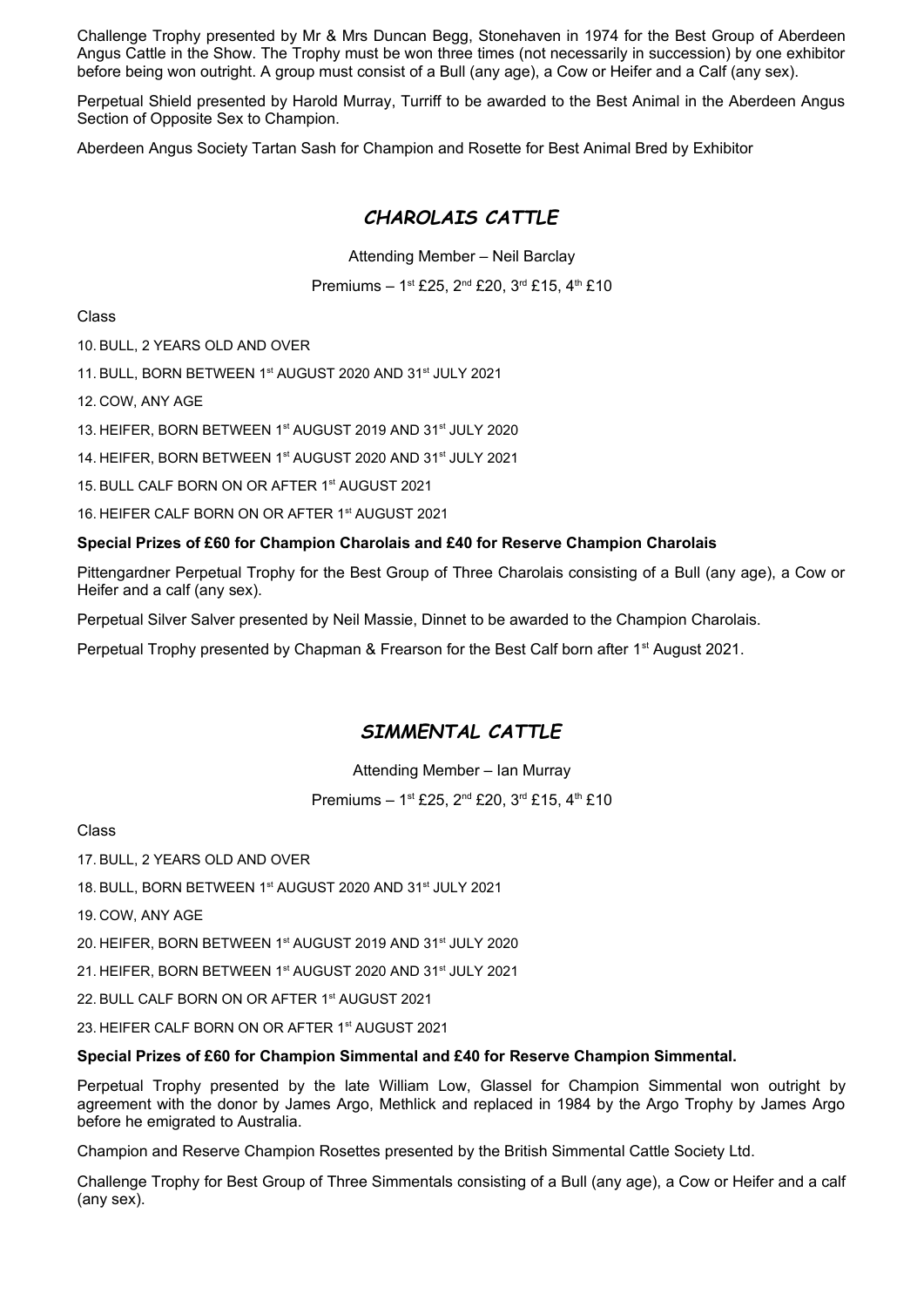Challenge Trophy presented by Mr & Mrs Duncan Begg, Stonehaven in 1974 for the Best Group of Aberdeen Angus Cattle in the Show. The Trophy must be won three times (not necessarily in succession) by one exhibitor before being won outright. A group must consist of a Bull (any age), a Cow or Heifer and a Calf (any sex).

Perpetual Shield presented by Harold Murray, Turriff to be awarded to the Best Animal in the Aberdeen Angus Section of Opposite Sex to Champion.

Aberdeen Angus Society Tartan Sash for Champion and Rosette for Best Animal Bred by Exhibitor

## *CHAROLAIS CATTLE*

Attending Member – Neil Barclay

Premiums – 1st £25, 2nd £20, 3rd £15, 4th £10

Class

10. BULL, 2 YEARS OLD AND OVER
11. BULL, BORN BETWEEN 1st AUGUST 2020 AND 31st JULY 2021
12. COW, ANY AGE
13. HEIFER, BORN BETWEEN 1st AUGUST 2019 AND 31st JULY 2020
14. HEIFER, BORN BETWEEN 1st AUGUST 2020 AND 31st JULY 2021
15. BULL CALF BORN ON OR AFTER 1st AUGUST 2021
16. HEIFER CALF BORN ON OR AFTER 1st AUGUST 2021

**Special Prizes of £60 for Champion Charolais and £40 for Reserve Champion Charolais**

Pittengardner Perpetual Trophy for the Best Group of Three Charolais consisting of a Bull (any age), a Cow or Heifer and a calf (any sex).

Perpetual Silver Salver presented by Neil Massie, Dinnet to be awarded to the Champion Charolais.

Perpetual Trophy presented by Chapman & Frearson for the Best Calf born after 1st August 2021.

## *SIMMENTAL CATTLE*

Attending Member – Ian Murray

Premiums – 1st £25, 2nd £20, 3rd £15, 4th £10

Class

17. BULL, 2 YEARS OLD AND OVER
18. BULL, BORN BETWEEN 1st AUGUST 2020 AND 31st JULY 2021
19. COW, ANY AGE
20. HEIFER, BORN BETWEEN 1st AUGUST 2019 AND 31st JULY 2020
21. HEIFER, BORN BETWEEN 1st AUGUST 2020 AND 31st JULY 2021
22. BULL CALF BORN ON OR AFTER 1st AUGUST 2021
23. HEIFER CALF BORN ON OR AFTER 1st AUGUST 2021

**Special Prizes of £60 for Champion Simmental and £40 for Reserve Champion Simmental.**

Perpetual Trophy presented by the late William Low, Glassel for Champion Simmental won outright by agreement with the donor by James Argo, Methlick and replaced in 1984 by the Argo Trophy by James Argo before he emigrated to Australia.

Champion and Reserve Champion Rosettes presented by the British Simmental Cattle Society Ltd.

Challenge Trophy for Best Group of Three Simmentals consisting of a Bull (any age), a Cow or Heifer and a calf (any sex).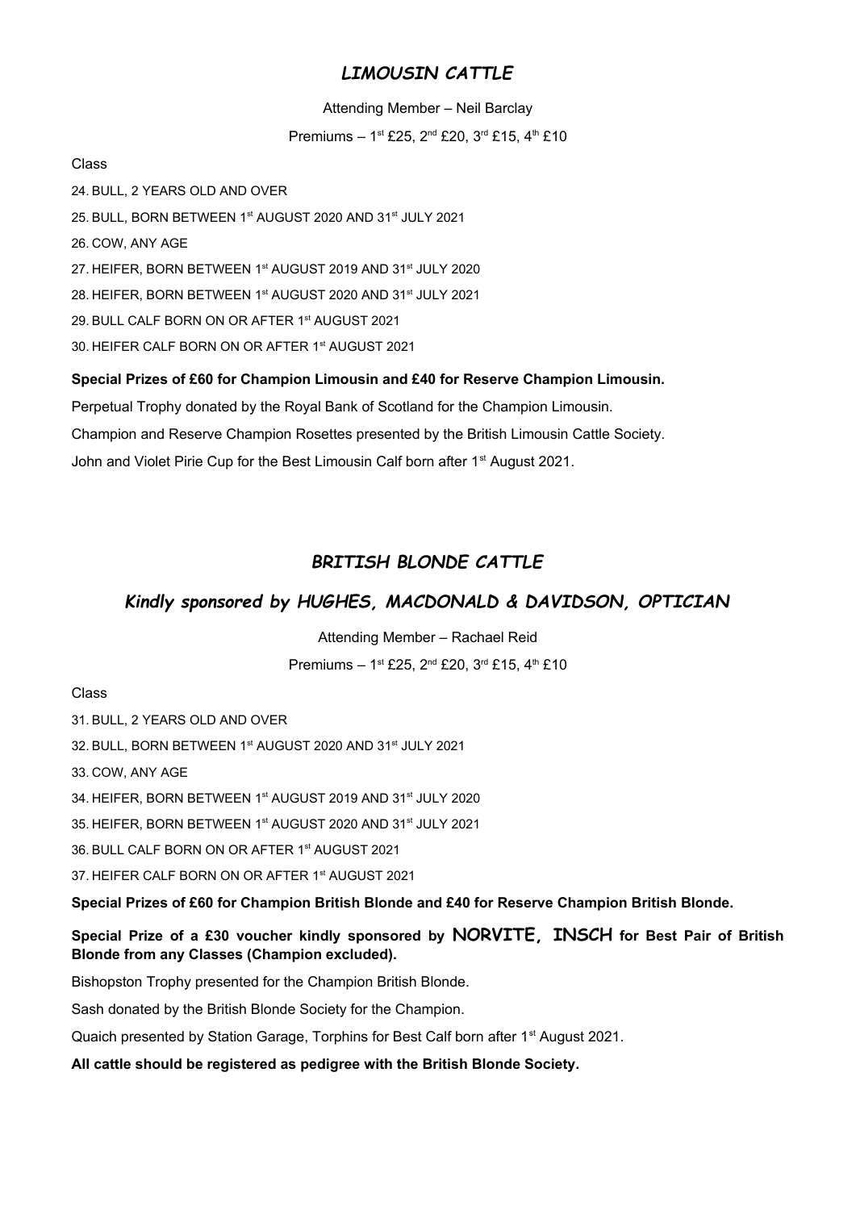## *LIMOUSIN CATTLE*

Attending Member – Neil Barclay

Premiums – 1st £25, 2nd £20, 3rd £15, 4th £10

Class

24. BULL, 2 YEARS OLD AND OVER
25. BULL, BORN BETWEEN 1st AUGUST 2020 AND 31st JULY 2021
26. COW, ANY AGE
27. HEIFER, BORN BETWEEN 1st AUGUST 2019 AND 31st JULY 2020
28. HEIFER, BORN BETWEEN 1st AUGUST 2020 AND 31st JULY 2021
29. BULL CALF BORN ON OR AFTER 1st AUGUST 2021
30. HEIFER CALF BORN ON OR AFTER 1st AUGUST 2021

**Special Prizes of £60 for Champion Limousin and £40 for Reserve Champion Limousin.**

Perpetual Trophy donated by the Royal Bank of Scotland for the Champion Limousin.

Champion and Reserve Champion Rosettes presented by the British Limousin Cattle Society.

John and Violet Pirie Cup for the Best Limousin Calf born after 1st August 2021.

## *BRITISH BLONDE CATTLE*

### *Kindly sponsored by HUGHES, MACDONALD & DAVIDSON, OPTICIAN*

Attending Member – Rachael Reid

Premiums – 1st £25, 2nd £20, 3rd £15, 4th £10

Class

31. BULL, 2 YEARS OLD AND OVER
32. BULL, BORN BETWEEN 1st AUGUST 2020 AND 31st JULY 2021
33. COW, ANY AGE
34. HEIFER, BORN BETWEEN 1st AUGUST 2019 AND 31st JULY 2020
35. HEIFER, BORN BETWEEN 1st AUGUST 2020 AND 31st JULY 2021
36. BULL CALF BORN ON OR AFTER 1st AUGUST 2021
37. HEIFER CALF BORN ON OR AFTER 1st AUGUST 2021

**Special Prizes of £60 for Champion British Blonde and £40 for Reserve Champion British Blonde.**

**Special Prize of a £30 voucher kindly sponsored by NORVITE, INSCH for Best Pair of British Blonde from any Classes (Champion excluded).**

Bishopston Trophy presented for the Champion British Blonde.

Sash donated by the British Blonde Society for the Champion.

Quaich presented by Station Garage, Torphins for Best Calf born after 1st August 2021.

**All cattle should be registered as pedigree with the British Blonde Society.**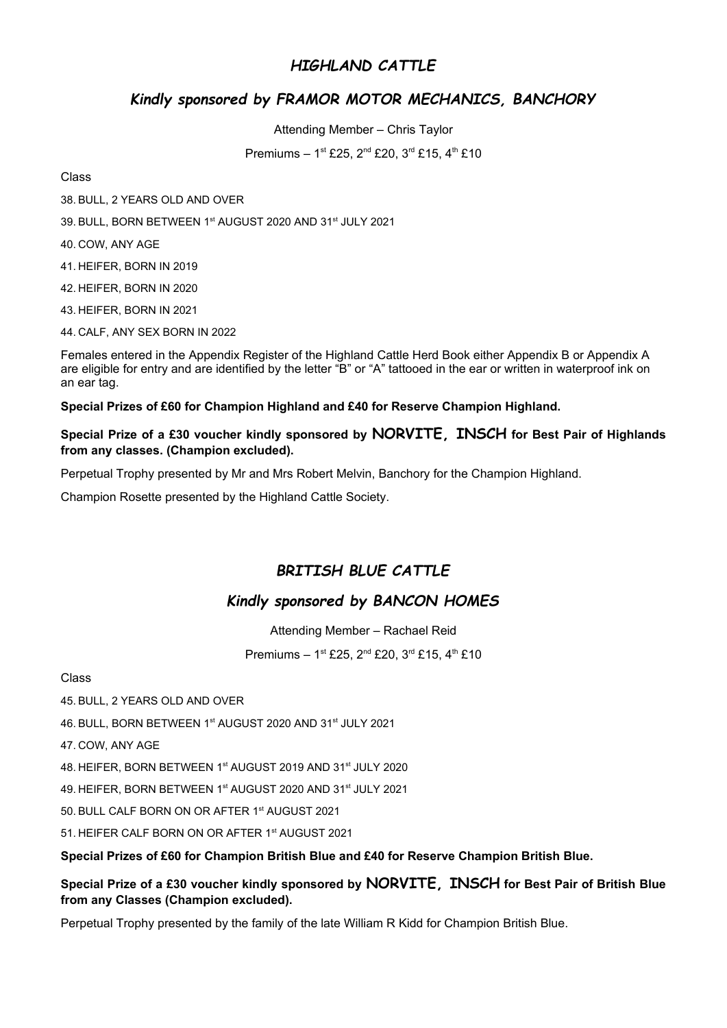## *HIGHLAND CATTLE*

### *Kindly sponsored by FRAMOR MOTOR MECHANICS, BANCHORY*

Attending Member – Chris Taylor

Premiums – 1st £25, 2nd £20, 3rd £15, 4th £10

Class

38. BULL, 2 YEARS OLD AND OVER
39. BULL, BORN BETWEEN 1st AUGUST 2020 AND 31st JULY 2021
40. COW, ANY AGE
41. HEIFER, BORN IN 2019
42. HEIFER, BORN IN 2020
43. HEIFER, BORN IN 2021
44. CALF, ANY SEX BORN IN 2022

Females entered in the Appendix Register of the Highland Cattle Herd Book either Appendix B or Appendix A are eligible for entry and are identified by the letter "B" or "A" tattooed in the ear or written in waterproof ink on an ear tag.

**Special Prizes of £60 for Champion Highland and £40 for Reserve Champion Highland.**

**Special Prize of a £30 voucher kindly sponsored by NORVITE, INSCH for Best Pair of Highlands from any classes. (Champion excluded).**

Perpetual Trophy presented by Mr and Mrs Robert Melvin, Banchory for the Champion Highland.

Champion Rosette presented by the Highland Cattle Society.

## *BRITISH BLUE CATTLE*

### *Kindly sponsored by BANCON HOMES*

Attending Member – Rachael Reid

Premiums – 1st £25, 2nd £20, 3rd £15, 4th £10

Class

45. BULL, 2 YEARS OLD AND OVER
46. BULL, BORN BETWEEN 1st AUGUST 2020 AND 31st JULY 2021
47. COW, ANY AGE
48. HEIFER, BORN BETWEEN 1st AUGUST 2019 AND 31st JULY 2020
49. HEIFER, BORN BETWEEN 1st AUGUST 2020 AND 31st JULY 2021
50. BULL CALF BORN ON OR AFTER 1st AUGUST 2021
51. HEIFER CALF BORN ON OR AFTER 1st AUGUST 2021

**Special Prizes of £60 for Champion British Blue and £40 for Reserve Champion British Blue.**

**Special Prize of a £30 voucher kindly sponsored by NORVITE, INSCH for Best Pair of British Blue from any Classes (Champion excluded).**

Perpetual Trophy presented by the family of the late William R Kidd for Champion British Blue.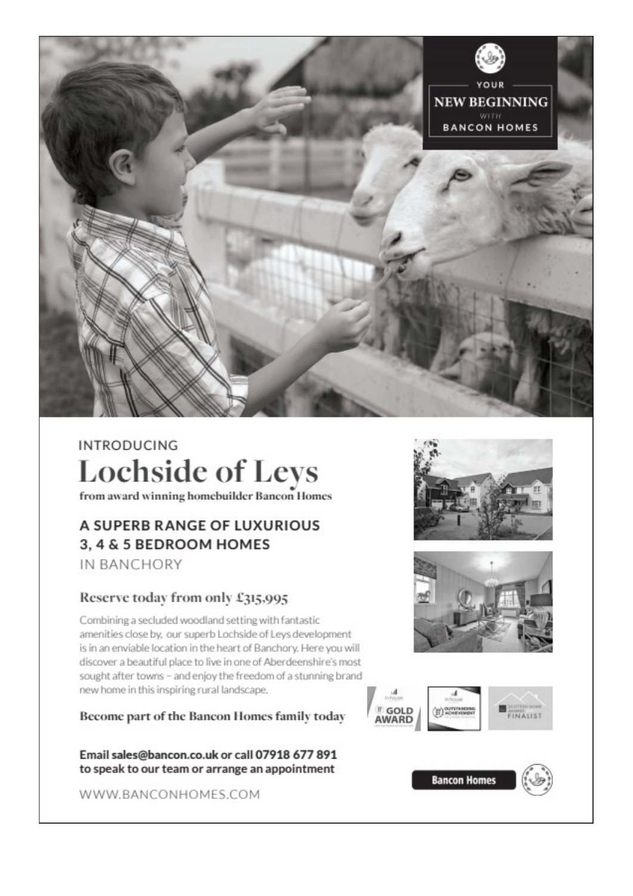YOUR
NEW BEGINNING
WITH
BANCON HOMES

INTRODUCING

# Lochside of Leys

**from award winning homebuilder Bancon Homes**

## A SUPERB RANGE OF LUXURIOUS 3, 4 & 5 BEDROOM HOMES

IN BANCHORY

### Reserve today from only £315,995

Combining a secluded woodland setting with fantastic amenities close by, our superb Lochside of Leys development is in an enviable location in the heart of Banchory. Here you will discover a beautiful place to live in one of Aberdeenshire's most sought after towns – and enjoy the freedom of a stunning brand new home in this inspiring rural landscape.

**Become part of the Bancon Homes family today**

**Email sales@bancon.co.uk or call 07918 677 891 to speak to our team or arrange an appointment**

WWW.BANCONHOMES.COM

GOLD AWARD

OUTSTANDING ACHIEVEMENT

SCOTTISH HOME AWARDS FINALIST

Bancon Homes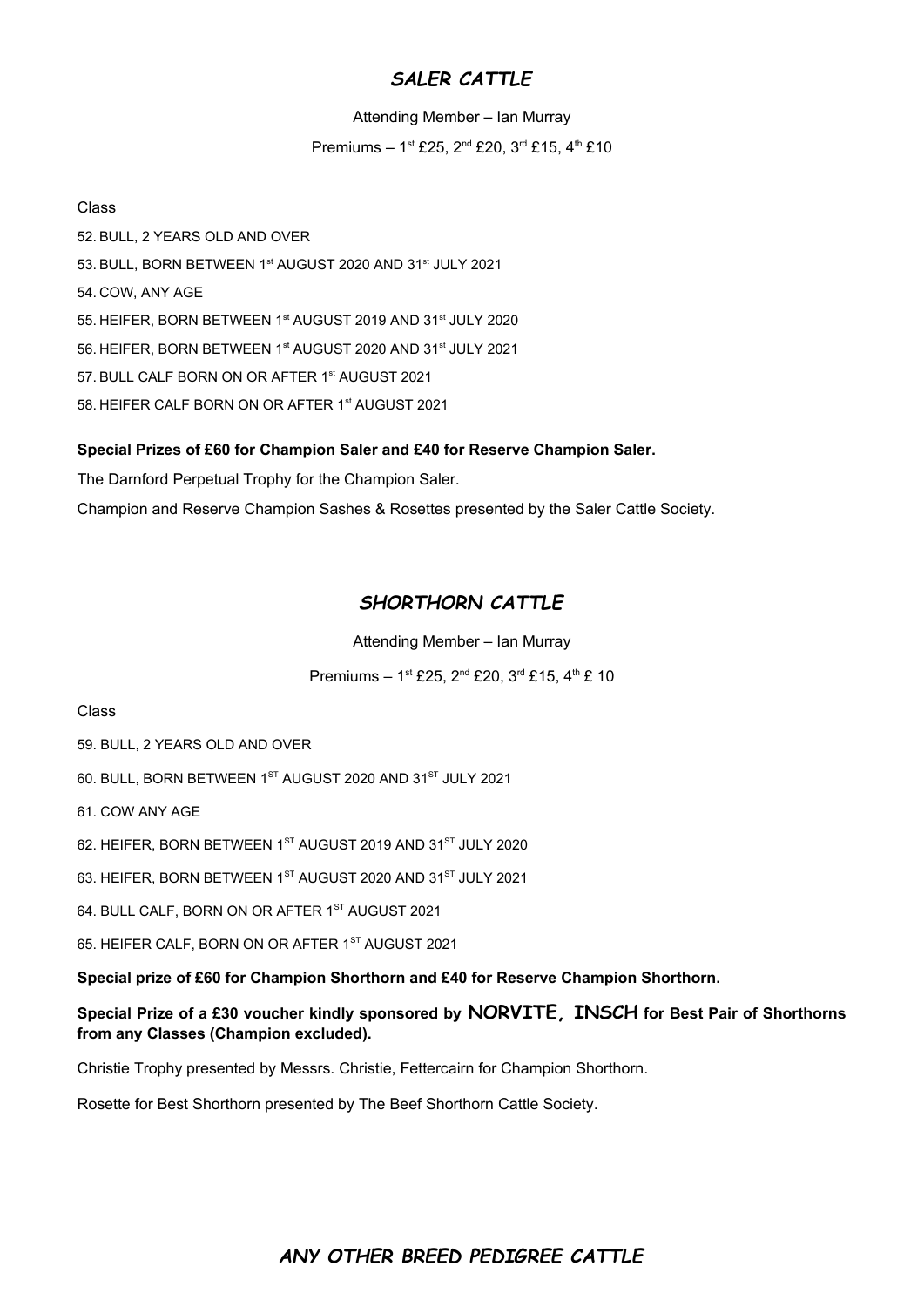## *SALER CATTLE*

Attending Member – Ian Murray

Premiums – 1st £25, 2nd £20, 3rd £15, 4th £10

Class

52. BULL, 2 YEARS OLD AND OVER
53. BULL, BORN BETWEEN 1st AUGUST 2020 AND 31st JULY 2021
54. COW, ANY AGE
55. HEIFER, BORN BETWEEN 1st AUGUST 2019 AND 31st JULY 2020
56. HEIFER, BORN BETWEEN 1st AUGUST 2020 AND 31st JULY 2021
57. BULL CALF BORN ON OR AFTER 1st AUGUST 2021
58. HEIFER CALF BORN ON OR AFTER 1st AUGUST 2021

**Special Prizes of £60 for Champion Saler and £40 for Reserve Champion Saler.**

The Darnford Perpetual Trophy for the Champion Saler.

Champion and Reserve Champion Sashes & Rosettes presented by the Saler Cattle Society.

## *SHORTHORN CATTLE*

Attending Member – Ian Murray

Premiums – 1st £25, 2nd £20, 3rd £15, 4th £ 10

Class

59. BULL, 2 YEARS OLD AND OVER
60. BULL, BORN BETWEEN 1ST AUGUST 2020 AND 31ST JULY 2021
61. COW ANY AGE
62. HEIFER, BORN BETWEEN 1ST AUGUST 2019 AND 31ST JULY 2020
63. HEIFER, BORN BETWEEN 1ST AUGUST 2020 AND 31ST JULY 2021
64. BULL CALF, BORN ON OR AFTER 1ST AUGUST 2021
65. HEIFER CALF, BORN ON OR AFTER 1ST AUGUST 2021

**Special prize of £60 for Champion Shorthorn and £40 for Reserve Champion Shorthorn.**

**Special Prize of a £30 voucher kindly sponsored by NORVITE, INSCH for Best Pair of Shorthorns from any Classes (Champion excluded).**

Christie Trophy presented by Messrs. Christie, Fettercairn for Champion Shorthorn.

Rosette for Best Shorthorn presented by The Beef Shorthorn Cattle Society.

## *ANY OTHER BREED PEDIGREE CATTLE*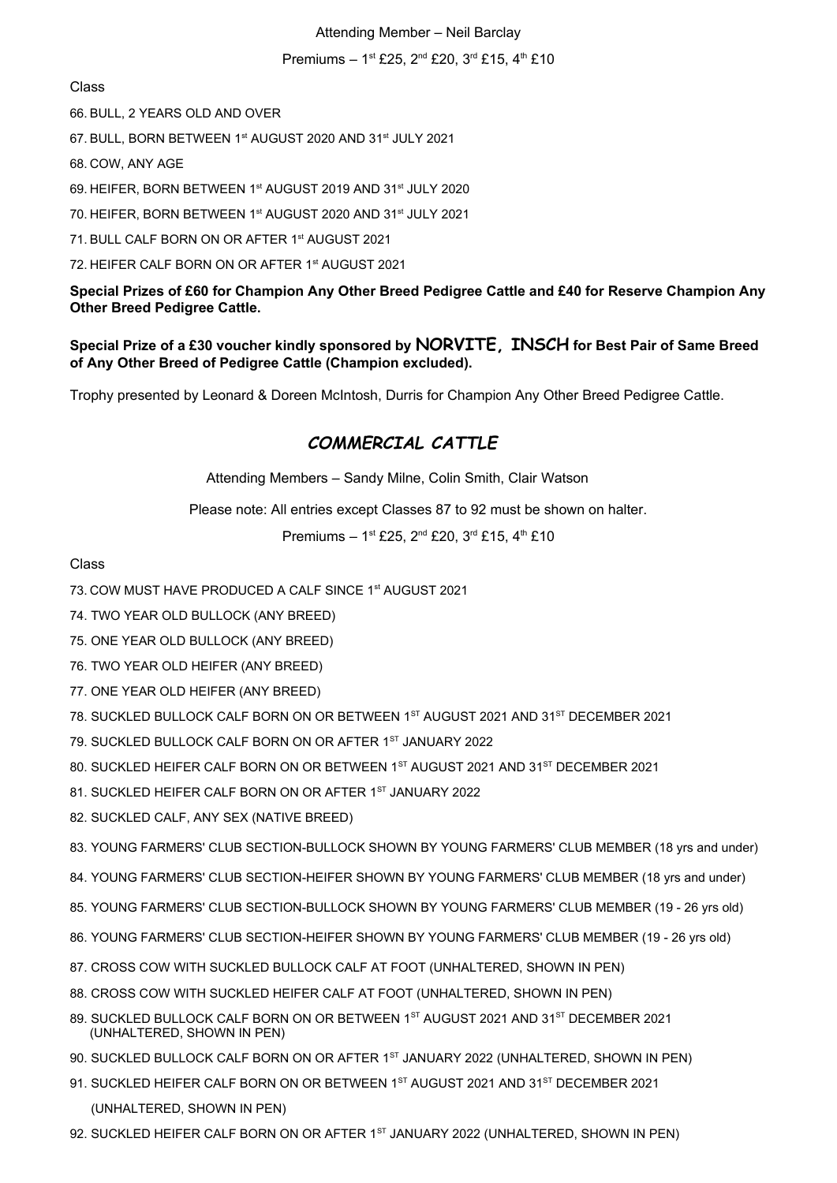Attending Member – Neil Barclay

Premiums – 1st £25, 2nd £20, 3rd £15, 4th £10

Class

66. BULL, 2 YEARS OLD AND OVER
67. BULL, BORN BETWEEN 1st AUGUST 2020 AND 31st JULY 2021
68. COW, ANY AGE
69. HEIFER, BORN BETWEEN 1st AUGUST 2019 AND 31st JULY 2020
70. HEIFER, BORN BETWEEN 1st AUGUST 2020 AND 31st JULY 2021
71. BULL CALF BORN ON OR AFTER 1st AUGUST 2021
72. HEIFER CALF BORN ON OR AFTER 1st AUGUST 2021

**Special Prizes of £60 for Champion Any Other Breed Pedigree Cattle and £40 for Reserve Champion Any Other Breed Pedigree Cattle.**

**Special Prize of a £30 voucher kindly sponsored by NORVITE, INSCH for Best Pair of Same Breed of Any Other Breed of Pedigree Cattle (Champion excluded).**

Trophy presented by Leonard & Doreen McIntosh, Durris for Champion Any Other Breed Pedigree Cattle.

## *COMMERCIAL CATTLE*

Attending Members – Sandy Milne, Colin Smith, Clair Watson

Please note: All entries except Classes 87 to 92 must be shown on halter.

Premiums – 1st £25, 2nd £20, 3rd £15, 4th £10

Class

73. COW MUST HAVE PRODUCED A CALF SINCE 1st AUGUST 2021
74. TWO YEAR OLD BULLOCK (ANY BREED)
75. ONE YEAR OLD BULLOCK (ANY BREED)
76. TWO YEAR OLD HEIFER (ANY BREED)
77. ONE YEAR OLD HEIFER (ANY BREED)
78. SUCKLED BULLOCK CALF BORN ON OR BETWEEN 1ST AUGUST 2021 AND 31ST DECEMBER 2021
79. SUCKLED BULLOCK CALF BORN ON OR AFTER 1ST JANUARY 2022
80. SUCKLED HEIFER CALF BORN ON OR BETWEEN 1ST AUGUST 2021 AND 31ST DECEMBER 2021
81. SUCKLED HEIFER CALF BORN ON OR AFTER 1ST JANUARY 2022
82. SUCKLED CALF, ANY SEX (NATIVE BREED)
83. YOUNG FARMERS' CLUB SECTION-BULLOCK SHOWN BY YOUNG FARMERS' CLUB MEMBER (18 yrs and under)
84. YOUNG FARMERS' CLUB SECTION-HEIFER SHOWN BY YOUNG FARMERS' CLUB MEMBER (18 yrs and under)
85. YOUNG FARMERS' CLUB SECTION-BULLOCK SHOWN BY YOUNG FARMERS' CLUB MEMBER (19 - 26 yrs old)
86. YOUNG FARMERS' CLUB SECTION-HEIFER SHOWN BY YOUNG FARMERS' CLUB MEMBER (19 - 26 yrs old)
87. CROSS COW WITH SUCKLED BULLOCK CALF AT FOOT (UNHALTERED, SHOWN IN PEN)
88. CROSS COW WITH SUCKLED HEIFER CALF AT FOOT (UNHALTERED, SHOWN IN PEN)
89. SUCKLED BULLOCK CALF BORN ON OR BETWEEN 1ST AUGUST 2021 AND 31ST DECEMBER 2021 (UNHALTERED, SHOWN IN PEN)
90. SUCKLED BULLOCK CALF BORN ON OR AFTER 1ST JANUARY 2022 (UNHALTERED, SHOWN IN PEN)
91. SUCKLED HEIFER CALF BORN ON OR BETWEEN 1ST AUGUST 2021 AND 31ST DECEMBER 2021 (UNHALTERED, SHOWN IN PEN)
92. SUCKLED HEIFER CALF BORN ON OR AFTER 1ST JANUARY 2022 (UNHALTERED, SHOWN IN PEN)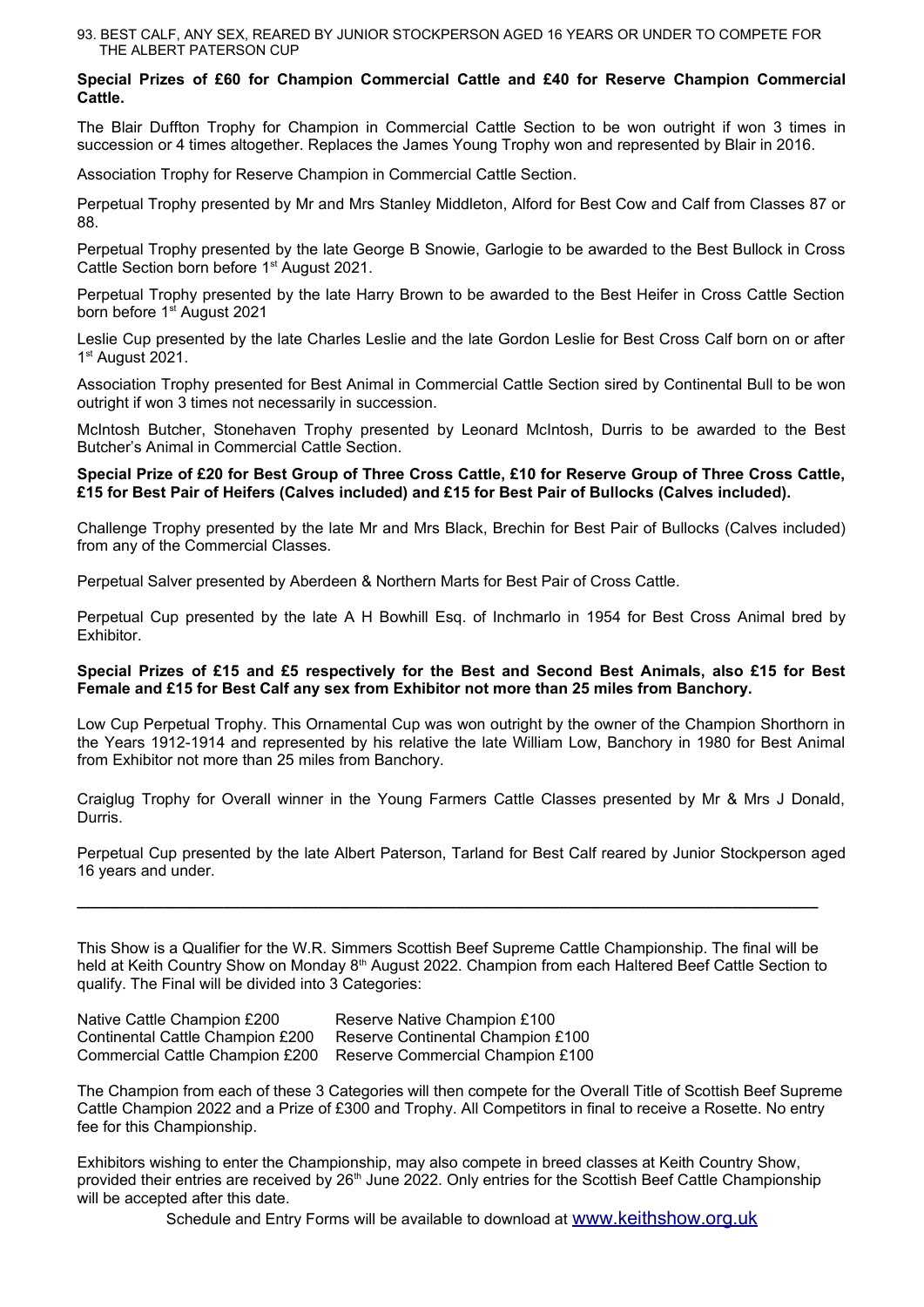93. BEST CALF, ANY SEX, REARED BY JUNIOR STOCKPERSON AGED 16 YEARS OR UNDER TO COMPETE FOR THE ALBERT PATERSON CUP

**Special Prizes of £60 for Champion Commercial Cattle and £40 for Reserve Champion Commercial Cattle.**

The Blair Duffton Trophy for Champion in Commercial Cattle Section to be won outright if won 3 times in succession or 4 times altogether. Replaces the James Young Trophy won and represented by Blair in 2016.

Association Trophy for Reserve Champion in Commercial Cattle Section.

Perpetual Trophy presented by Mr and Mrs Stanley Middleton, Alford for Best Cow and Calf from Classes 87 or 88.

Perpetual Trophy presented by the late George B Snowie, Garlogie to be awarded to the Best Bullock in Cross Cattle Section born before 1st August 2021.

Perpetual Trophy presented by the late Harry Brown to be awarded to the Best Heifer in Cross Cattle Section born before 1st August 2021

Leslie Cup presented by the late Charles Leslie and the late Gordon Leslie for Best Cross Calf born on or after 1st August 2021.

Association Trophy presented for Best Animal in Commercial Cattle Section sired by Continental Bull to be won outright if won 3 times not necessarily in succession.

McIntosh Butcher, Stonehaven Trophy presented by Leonard McIntosh, Durris to be awarded to the Best Butcher's Animal in Commercial Cattle Section.

**Special Prize of £20 for Best Group of Three Cross Cattle, £10 for Reserve Group of Three Cross Cattle, £15 for Best Pair of Heifers (Calves included) and £15 for Best Pair of Bullocks (Calves included).**

Challenge Trophy presented by the late Mr and Mrs Black, Brechin for Best Pair of Bullocks (Calves included) from any of the Commercial Classes.

Perpetual Salver presented by Aberdeen & Northern Marts for Best Pair of Cross Cattle.

Perpetual Cup presented by the late A H Bowhill Esq. of Inchmarlo in 1954 for Best Cross Animal bred by Exhibitor.

**Special Prizes of £15 and £5 respectively for the Best and Second Best Animals, also £15 for Best Female and £15 for Best Calf any sex from Exhibitor not more than 25 miles from Banchory.**

Low Cup Perpetual Trophy. This Ornamental Cup was won outright by the owner of the Champion Shorthorn in the Years 1912-1914 and represented by his relative the late William Low, Banchory in 1980 for Best Animal from Exhibitor not more than 25 miles from Banchory.

Craiglug Trophy for Overall winner in the Young Farmers Cattle Classes presented by Mr & Mrs J Donald, Durris.

Perpetual Cup presented by the late Albert Paterson, Tarland for Best Calf reared by Junior Stockperson aged 16 years and under.

---

This Show is a Qualifier for the W.R. Simmers Scottish Beef Supreme Cattle Championship. The final will be held at Keith Country Show on Monday 8th August 2022. Champion from each Haltered Beef Cattle Section to qualify. The Final will be divided into 3 Categories:

| | |
|---|---|
| Native Cattle Champion £200 | Reserve Native Champion £100 |
| Continental Cattle Champion £200 | Reserve Continental Champion £100 |
| Commercial Cattle Champion £200 | Reserve Commercial Champion £100 |

The Champion from each of these 3 Categories will then compete for the Overall Title of Scottish Beef Supreme Cattle Champion 2022 and a Prize of £300 and Trophy. All Competitors in final to receive a Rosette. No entry fee for this Championship.

Exhibitors wishing to enter the Championship, may also compete in breed classes at Keith Country Show, provided their entries are received by 26th June 2022. Only entries for the Scottish Beef Cattle Championship will be accepted after this date.

Schedule and Entry Forms will be available to download at www.keithshow.org.uk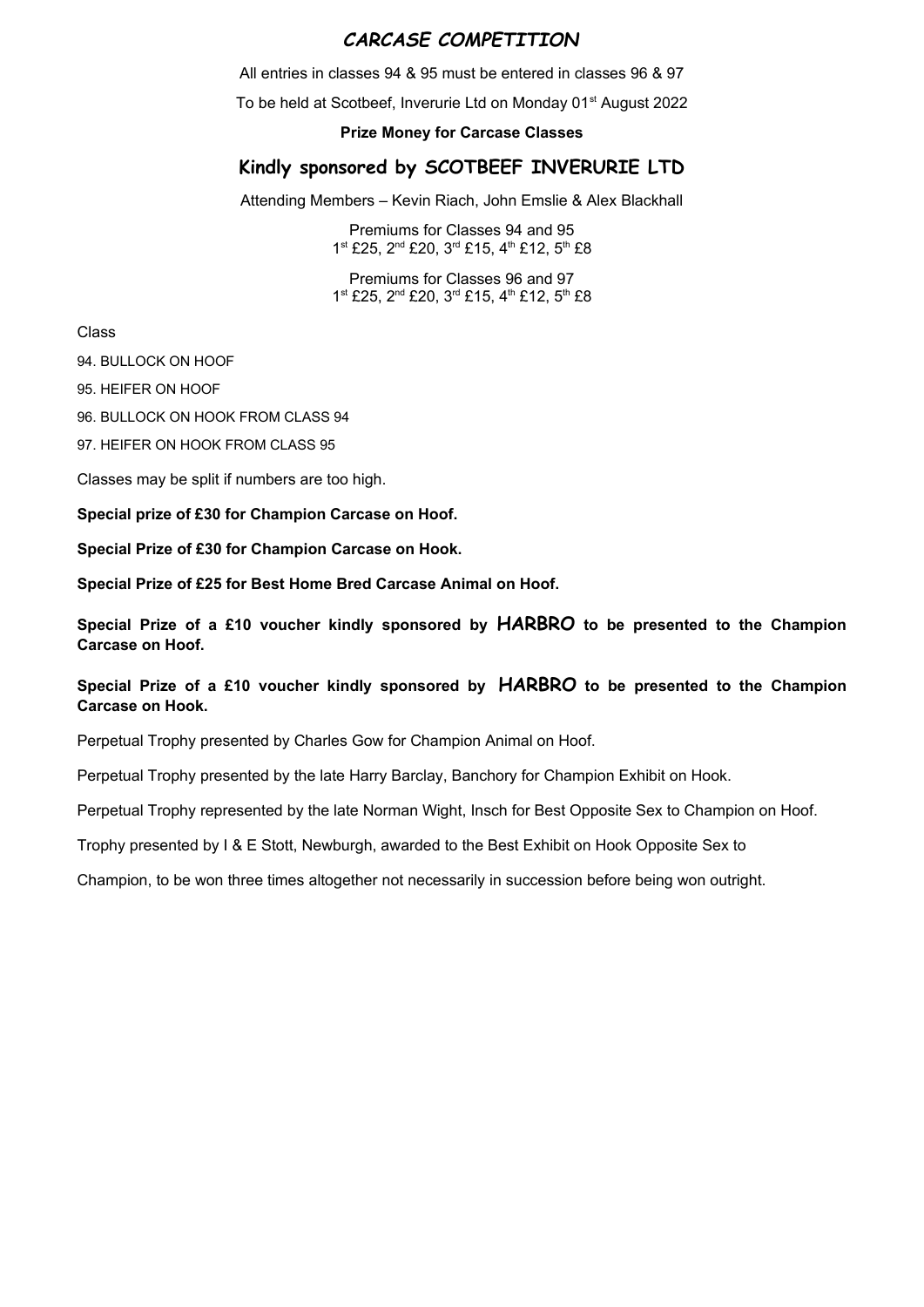# *CARCASE COMPETITION*

All entries in classes 94 & 95 must be entered in classes 96 & 97

To be held at Scotbeef, Inverurie Ltd on Monday 01st August 2022

**Prize Money for Carcase Classes**

## Kindly sponsored by SCOTBEEF INVERURIE LTD

Attending Members – Kevin Riach, John Emslie & Alex Blackhall

Premiums for Classes 94 and 95
1st £25, 2nd £20, 3rd £15, 4th £12, 5th £8

Premiums for Classes 96 and 97
1st £25, 2nd £20, 3rd £15, 4th £12, 5th £8

Class

94. BULLOCK ON HOOF

95. HEIFER ON HOOF

96. BULLOCK ON HOOK FROM CLASS 94

97. HEIFER ON HOOK FROM CLASS 95

Classes may be split if numbers are too high.

**Special prize of £30 for Champion Carcase on Hoof.**

**Special Prize of £30 for Champion Carcase on Hook.**

**Special Prize of £25 for Best Home Bred Carcase Animal on Hoof.**

**Special Prize of a £10 voucher kindly sponsored by HARBRO to be presented to the Champion Carcase on Hoof.**

**Special Prize of a £10 voucher kindly sponsored by HARBRO to be presented to the Champion Carcase on Hook.**

Perpetual Trophy presented by Charles Gow for Champion Animal on Hoof.

Perpetual Trophy presented by the late Harry Barclay, Banchory for Champion Exhibit on Hook.

Perpetual Trophy represented by the late Norman Wight, Insch for Best Opposite Sex to Champion on Hoof.

Trophy presented by I & E Stott, Newburgh, awarded to the Best Exhibit on Hook Opposite Sex to Champion, to be won three times altogether not necessarily in succession before being won outright.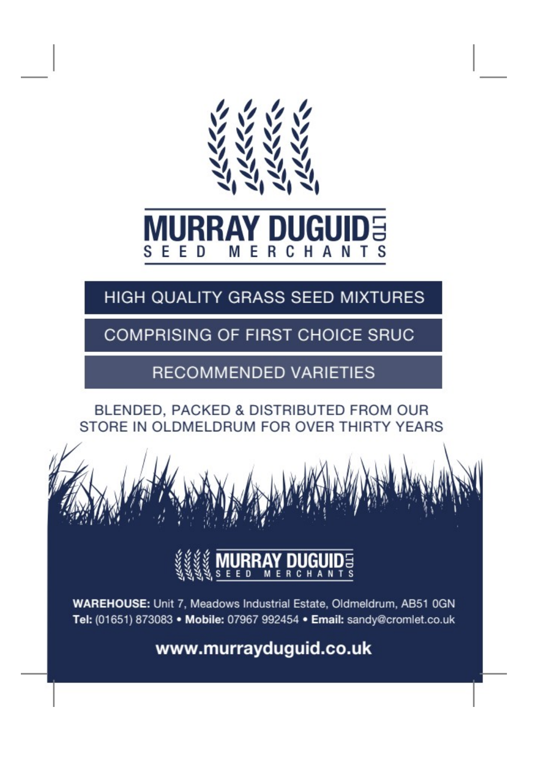# MURRAY DUGUID LTD

SEED MERCHANTS

**HIGH QUALITY GRASS SEED MIXTURES**

**COMPRISING OF FIRST CHOICE SRUC**

**RECOMMENDED VARIETIES**

BLENDED, PACKED & DISTRIBUTED FROM OUR STORE IN OLDMELDRUM FOR OVER THIRTY YEARS

MURRAY DUGUID LTD
SEED MERCHANTS

**WAREHOUSE:** Unit 7, Meadows Industrial Estate, Oldmeldrum, AB51 0GN
**Tel:** (01651) 873083 • **Mobile:** 07967 992454 • **Email:** sandy@cromlet.co.uk

**www.murrayduguid.co.uk**